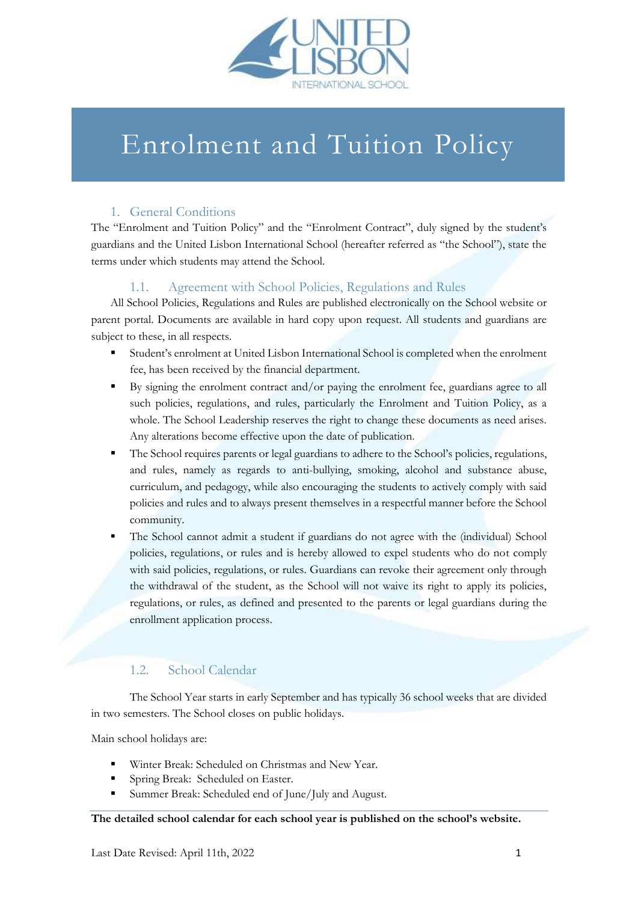# Enrolment and Tuition Policy

## 1. General Conditions

The "Enrolment and Tuition Policy" and the "Enrolment Contract", duly signed by the student's guardians and the United Lisbon International School (hereafter referred as "the School"), state the terms under which students may attend the School.

### 1.1. Agreement with School Policies, Regulations and Rules

All School Policies, Regulations and Rules are published electronically on the School website or parent portal. Documents are available in hard copy upon request. All students and guardians are subject to these, in all respects.

- Student's enrolment at United Lisbon International School is completed when the enrolment fee, has been received by the financial department.
- By signing the enrolment contract and/or paying the enrolment fee, guardians agree to all such policies, regulations, and rules, particularly the Enrolment and Tuition Policy, as a whole. The School Leadership reserves the right to change these documents as need arises. Any alterations become effective upon the date of publication.
- The School requires parents or legal guardians to adhere to the School's policies, regulations, and rules, namely as regards to anti-bullying, smoking, alcohol and substance abuse, curriculum, and pedagogy, while also encouraging the students to actively comply with said policies and rules and to always present themselves in a respectful manner before the School community.
- The School cannot admit a student if guardians do not agree with the (individual) School policies, regulations, or rules and is hereby allowed to expel students who do not comply with said policies, regulations, or rules. Guardians can revoke their agreement only through the withdrawal of the student, as the School will not waive its right to apply its policies, regulations, or rules, as defined and presented to the parents or legal guardians during the enrollment application process.

### 1.2. School Calendar

The School Year starts in early September and has typically 36 school weeks that are divided in two semesters. The School closes on public holidays.

Main school holidays are:

- Winter Break: Scheduled on Christmas and New Year.
- Spring Break: Scheduled on Easter.
- Summer Break: Scheduled end of June/July and August.

**The detailed school calendar for each school year is published on the school's website.**

Last Date Revised: April 11th, 2022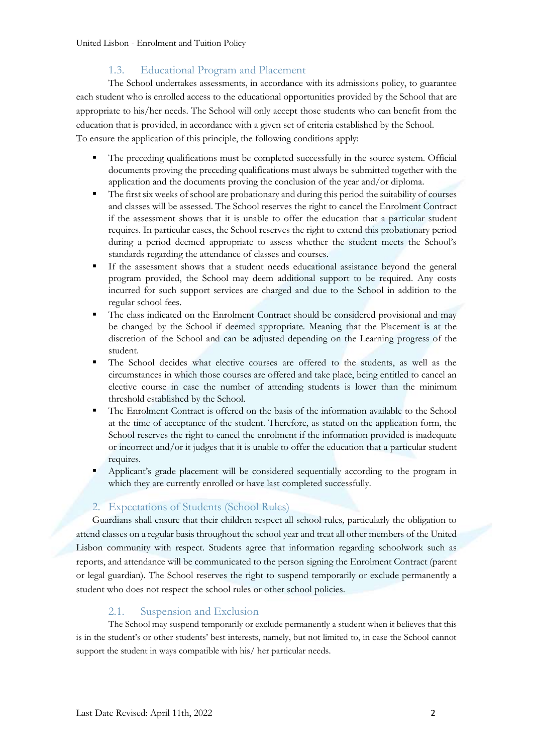### 1.3. Educational Program and Placement

The School undertakes assessments, in accordance with its admissions policy, to guarantee each student who is enrolled access to the educational opportunities provided by the School that are appropriate to his/her needs. The School will only accept those students who can benefit from the education that is provided, in accordance with a given set of criteria established by the School.
To ensure the application of this principle, the following conditions apply:

- The preceding qualifications must be completed successfully in the source system. Official documents proving the preceding qualifications must always be submitted together with the application and the documents proving the conclusion of the year and/or diploma.
- The first six weeks of school are probationary and during this period the suitability of courses and classes will be assessed. The School reserves the right to cancel the Enrolment Contract if the assessment shows that it is unable to offer the education that a particular student requires. In particular cases, the School reserves the right to extend this probationary period during a period deemed appropriate to assess whether the student meets the School's standards regarding the attendance of classes and courses.
- If the assessment shows that a student needs educational assistance beyond the general program provided, the School may deem additional support to be required. Any costs incurred for such support services are charged and due to the School in addition to the regular school fees.
- The class indicated on the Enrolment Contract should be considered provisional and may be changed by the School if deemed appropriate. Meaning that the Placement is at the discretion of the School and can be adjusted depending on the Learning progress of the student.
- The School decides what elective courses are offered to the students, as well as the circumstances in which those courses are offered and take place, being entitled to cancel an elective course in case the number of attending students is lower than the minimum threshold established by the School.
- The Enrolment Contract is offered on the basis of the information available to the School at the time of acceptance of the student. Therefore, as stated on the application form, the School reserves the right to cancel the enrolment if the information provided is inadequate or incorrect and/or it judges that it is unable to offer the education that a particular student requires.
- Applicant's grade placement will be considered sequentially according to the program in which they are currently enrolled or have last completed successfully.

## 2. Expectations of Students (School Rules)

Guardians shall ensure that their children respect all school rules, particularly the obligation to attend classes on a regular basis throughout the school year and treat all other members of the United Lisbon community with respect. Students agree that information regarding schoolwork such as reports, and attendance will be communicated to the person signing the Enrolment Contract (parent or legal guardian). The School reserves the right to suspend temporarily or exclude permanently a student who does not respect the school rules or other school policies.

### 2.1. Suspension and Exclusion

The School may suspend temporarily or exclude permanently a student when it believes that this is in the student's or other students' best interests, namely, but not limited to, in case the School cannot support the student in ways compatible with his/ her particular needs.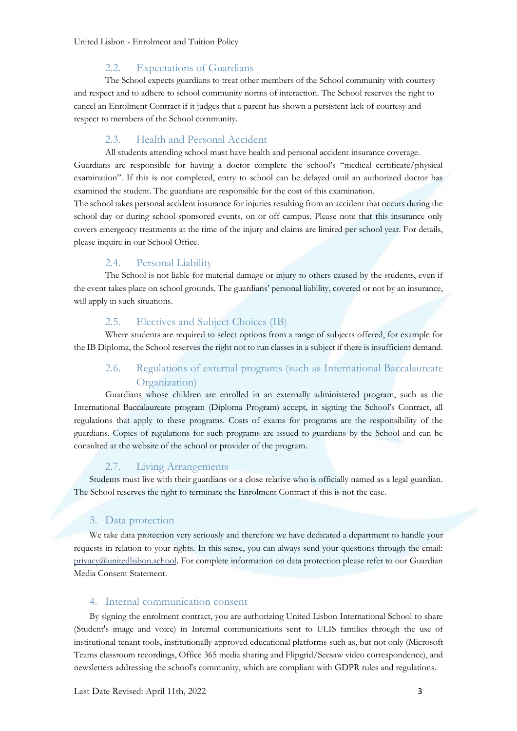### 2.2. Expectations of Guardians

The School expects guardians to treat other members of the School community with courtesy and respect and to adhere to school community norms of interaction. The School reserves the right to cancel an Enrolment Contract if it judges that a parent has shown a persistent lack of courtesy and respect to members of the School community.

### 2.3. Health and Personal Accident

All students attending school must have health and personal accident insurance coverage. Guardians are responsible for having a doctor complete the school's "medical certificate/physical examination". If this is not completed, entry to school can be delayed until an authorized doctor has examined the student. The guardians are responsible for the cost of this examination.

The school takes personal accident insurance for injuries resulting from an accident that occurs during the school day or during school-sponsored events, on or off campus. Please note that this insurance only covers emergency treatments at the time of the injury and claims are limited per school year. For details, please inquire in our School Office.

### 2.4. Personal Liability

The School is not liable for material damage or injury to others caused by the students, even if the event takes place on school grounds. The guardians' personal liability, covered or not by an insurance, will apply in such situations.

### 2.5. Electives and Subject Choices (IB)

Where students are required to select options from a range of subjects offered, for example for the IB Diploma, the School reserves the right not to run classes in a subject if there is insufficient demand.

### 2.6. Regulations of external programs (such as International Baccalaureate Organization)

Guardians whose children are enrolled in an externally administered program, such as the International Baccalaureate program (Diploma Program) accept, in signing the School's Contract, all regulations that apply to these programs. Costs of exams for programs are the responsibility of the guardians. Copies of regulations for such programs are issued to guardians by the School and can be consulted at the website of the school or provider of the program.

### 2.7. Living Arrangements

Students must live with their guardians or a close relative who is officially named as a legal guardian. The School reserves the right to terminate the Enrolment Contract if this is not the case.

## 3. Data protection

We take data protection very seriously and therefore we have dedicated a department to handle your requests in relation to your rights. In this sense, you can always send your questions through the email: privacy@unitedlisbon.school. For complete information on data protection please refer to our Guardian Media Consent Statement.

## 4. Internal communication consent

By signing the enrolment contract, you are authorizing United Lisbon International School to share (Student's image and voice) in Internal communications sent to ULIS families through the use of institutional tenant tools, institutionally approved educational platforms such as, but not only (Microsoft Teams classroom recordings, Office 365 media sharing and Flipgrid/Seesaw video correspondence), and newsletters addressing the school's community, which are compliant with GDPR rules and regulations.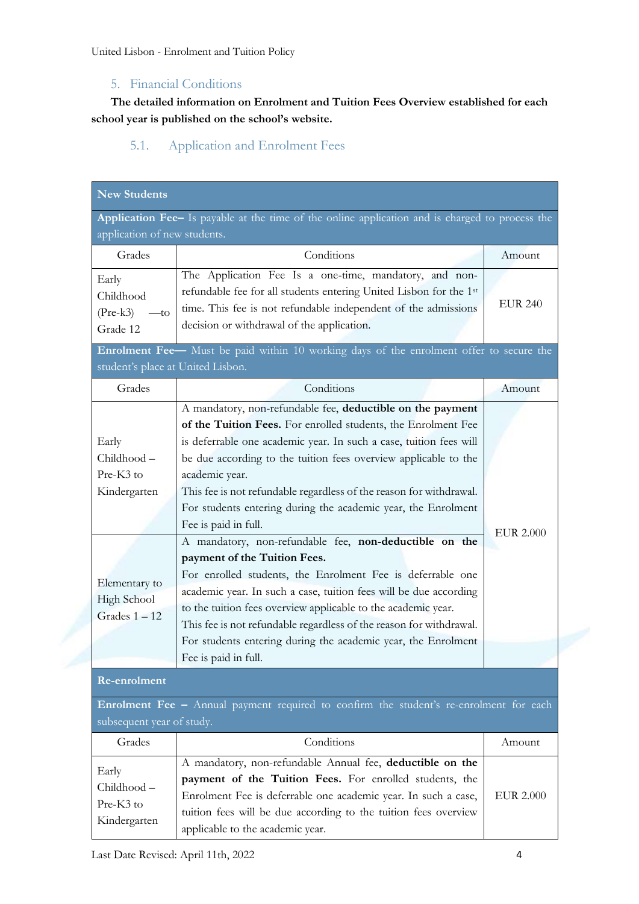## 5. Financial Conditions

**The detailed information on Enrolment and Tuition Fees Overview established for each school year is published on the school's website.**

### 5.1. Application and Enrolment Fees

| New Students | | |
|---|---|---|
| **Application Fee–** Is payable at the time of the online application and is charged to process the application of new students. | | |
| Grades | Conditions | Amount |
| Early Childhood (Pre-k3) —to Grade 12 | The Application Fee Is a one-time, mandatory, and non-refundable fee for all students entering United Lisbon for the 1st time. This fee is not refundable independent of the admissions decision or withdrawal of the application. | EUR 240 |
| **Enrolment Fee—** Must be paid within 10 working days of the enrolment offer to secure the student's place at United Lisbon. | | |
| Grades | Conditions | Amount |
| Early Childhood – Pre-K3 to Kindergarten | A mandatory, non-refundable fee, **deductible on the payment of the Tuition Fees.** For enrolled students, the Enrolment Fee is deferrable one academic year. In such a case, tuition fees will be due according to the tuition fees overview applicable to the academic year.<br>This fee is not refundable regardless of the reason for withdrawal. For students entering during the academic year, the Enrolment Fee is paid in full. | EUR 2.000 |
| Elementary to High School Grades 1 – 12 | A mandatory, non-refundable fee, **non-deductible on the payment of the Tuition Fees.**<br>For enrolled students, the Enrolment Fee is deferrable one academic year. In such a case, tuition fees will be due according to the tuition fees overview applicable to the academic year.<br>This fee is not refundable regardless of the reason for withdrawal. For students entering during the academic year, the Enrolment Fee is paid in full. | |
| **Re-enrolment** | | |
| **Enrolment Fee –** Annual payment required to confirm the student's re-enrolment for each subsequent year of study. | | |
| Grades | Conditions | Amount |
| Early Childhood – Pre-K3 to Kindergarten | A mandatory, non-refundable Annual fee, **deductible on the payment of the Tuition Fees.** For enrolled students, the Enrolment Fee is deferrable one academic year. In such a case, tuition fees will be due according to the tuition fees overview applicable to the academic year. | EUR 2.000 |

Last Date Revised: April 11th, 2022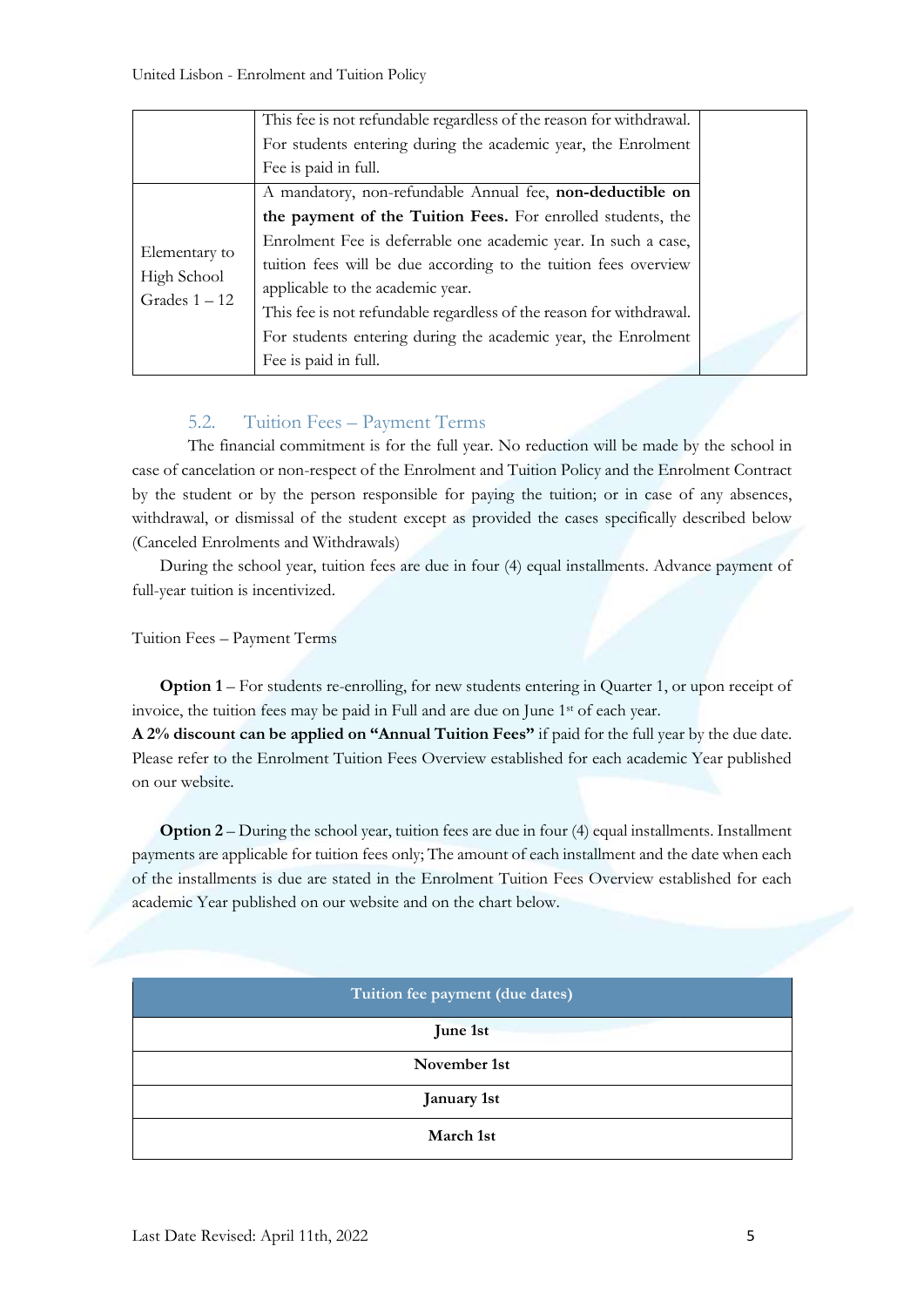|  |  |  |
|---|---|---|
|  | This fee is not refundable regardless of the reason for withdrawal. For students entering during the academic year, the Enrolment Fee is paid in full. |  |
| Elementary to High School Grades 1 – 12 | A mandatory, non-refundable Annual fee, **non-deductible on the payment of the Tuition Fees.** For enrolled students, the Enrolment Fee is deferrable one academic year. In such a case, tuition fees will be due according to the tuition fees overview applicable to the academic year. This fee is not refundable regardless of the reason for withdrawal. For students entering during the academic year, the Enrolment Fee is paid in full. |  |

### 5.2. Tuition Fees – Payment Terms

The financial commitment is for the full year. No reduction will be made by the school in case of cancelation or non-respect of the Enrolment and Tuition Policy and the Enrolment Contract by the student or by the person responsible for paying the tuition; or in case of any absences, withdrawal, or dismissal of the student except as provided the cases specifically described below (Canceled Enrolments and Withdrawals)

During the school year, tuition fees are due in four (4) equal installments. Advance payment of full-year tuition is incentivized.

Tuition Fees – Payment Terms

**Option 1** – For students re-enrolling, for new students entering in Quarter 1, or upon receipt of invoice, the tuition fees may be paid in Full and are due on June 1st of each year.
**A 2% discount can be applied on "Annual Tuition Fees"** if paid for the full year by the due date. Please refer to the Enrolment Tuition Fees Overview established for each academic Year published on our website.

**Option 2** – During the school year, tuition fees are due in four (4) equal installments. Installment payments are applicable for tuition fees only; The amount of each installment and the date when each of the installments is due are stated in the Enrolment Tuition Fees Overview established for each academic Year published on our website and on the chart below.

| Tuition fee payment (due dates) |
|---|
| **June 1st** |
| **November 1st** |
| **January 1st** |
| **March 1st** |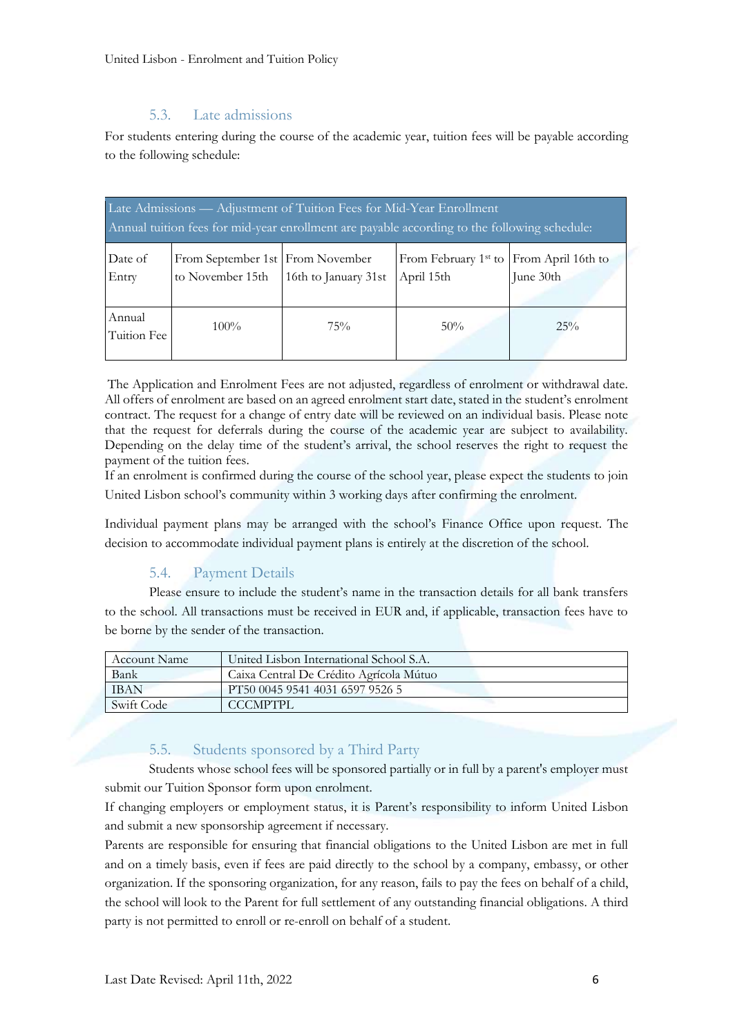### 5.3. Late admissions

For students entering during the course of the academic year, tuition fees will be payable according to the following schedule:

| Late Admissions — Adjustment of Tuition Fees for Mid-Year Enrollment<br>Annual tuition fees for mid-year enrollment are payable according to the following schedule: | | | | |
|---|---|---|---|---|
| Date of Entry | From September 1st to November 15th | From November 16th to January 31st | From February 1st to April 15th | From April 16th to June 30th |
| Annual Tuition Fee | 100% | 75% | 50% | 25% |

The Application and Enrolment Fees are not adjusted, regardless of enrolment or withdrawal date. All offers of enrolment are based on an agreed enrolment start date, stated in the student's enrolment contract. The request for a change of entry date will be reviewed on an individual basis. Please note that the request for deferrals during the course of the academic year are subject to availability. Depending on the delay time of the student's arrival, the school reserves the right to request the payment of the tuition fees.

If an enrolment is confirmed during the course of the school year, please expect the students to join United Lisbon school's community within 3 working days after confirming the enrolment.

Individual payment plans may be arranged with the school's Finance Office upon request. The decision to accommodate individual payment plans is entirely at the discretion of the school.

### 5.4. Payment Details

Please ensure to include the student's name in the transaction details for all bank transfers to the school. All transactions must be received in EUR and, if applicable, transaction fees have to be borne by the sender of the transaction.

| Account Name | United Lisbon International School S.A. |
|---|---|
| Bank | Caixa Central De Crédito Agrícola Mútuo |
| IBAN | PT50 0045 9541 4031 6597 9526 5 |
| Swift Code | CCCMPTPL |

### 5.5. Students sponsored by a Third Party

Students whose school fees will be sponsored partially or in full by a parent's employer must submit our Tuition Sponsor form upon enrolment.

If changing employers or employment status, it is Parent's responsibility to inform United Lisbon and submit a new sponsorship agreement if necessary.

Parents are responsible for ensuring that financial obligations to the United Lisbon are met in full and on a timely basis, even if fees are paid directly to the school by a company, embassy, or other organization. If the sponsoring organization, for any reason, fails to pay the fees on behalf of a child, the school will look to the Parent for full settlement of any outstanding financial obligations. A third party is not permitted to enroll or re-enroll on behalf of a student.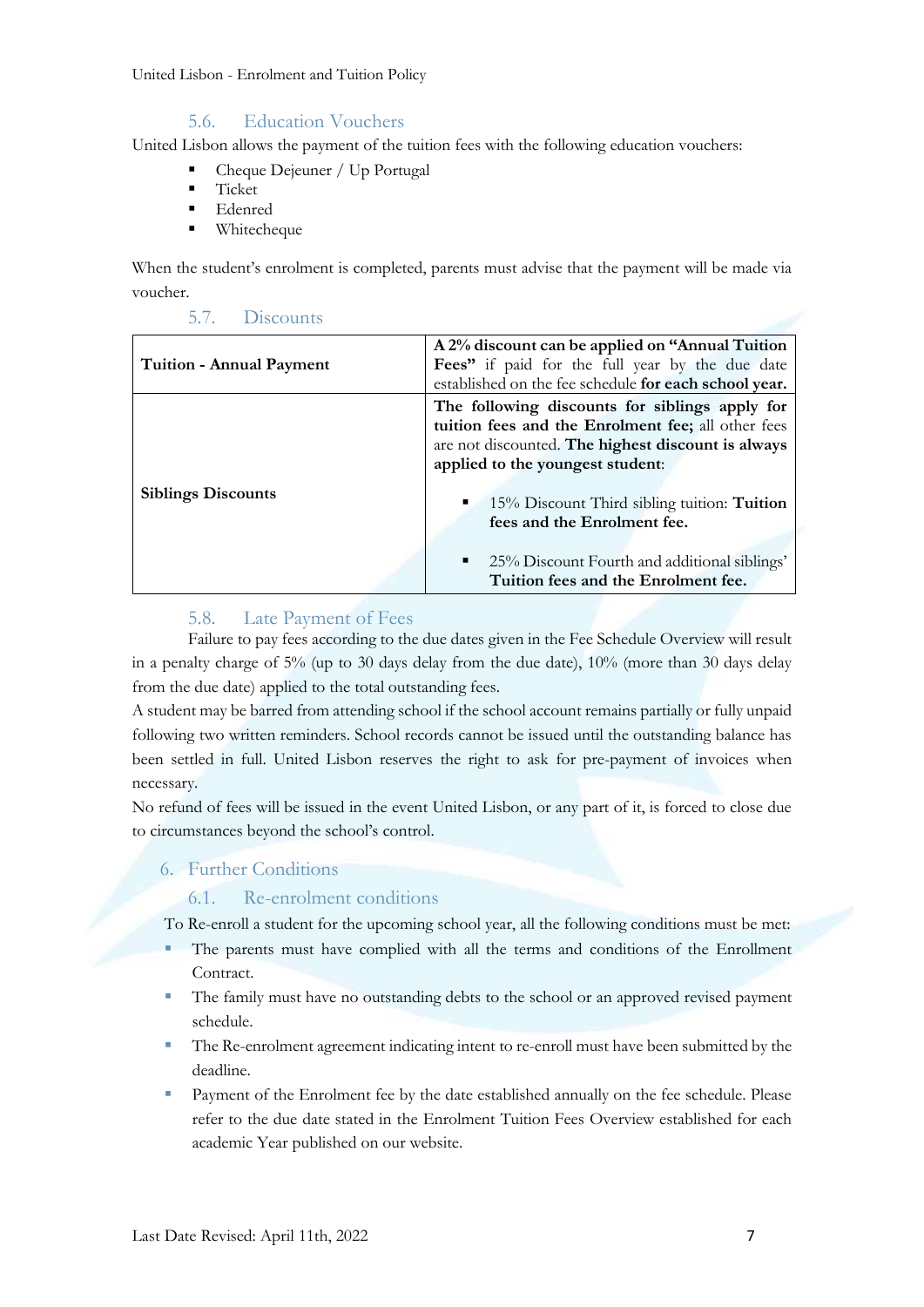### 5.6. Education Vouchers

United Lisbon allows the payment of the tuition fees with the following education vouchers:

- Cheque Dejeuner / Up Portugal
- Ticket
- Edenred
- Whitecheque

When the student's enrolment is completed, parents must advise that the payment will be made via voucher.

### 5.7. Discounts

| **Tuition - Annual Payment** | **A 2% discount can be applied on "Annual Tuition Fees"** if paid for the full year by the due date established on the fee schedule **for each school year.** |
|---|---|
| **Siblings Discounts** | **The following discounts for siblings apply for tuition fees and the Enrolment fee;** all other fees are not discounted. **The highest discount is always applied to the youngest student**:<br><br>▪ 15% Discount Third sibling tuition: **Tuition fees and the Enrolment fee.**<br><br>▪ 25% Discount Fourth and additional siblings' **Tuition fees and the Enrolment fee.** |

### 5.8. Late Payment of Fees

Failure to pay fees according to the due dates given in the Fee Schedule Overview will result in a penalty charge of 5% (up to 30 days delay from the due date), 10% (more than 30 days delay from the due date) applied to the total outstanding fees.

A student may be barred from attending school if the school account remains partially or fully unpaid following two written reminders. School records cannot be issued until the outstanding balance has been settled in full. United Lisbon reserves the right to ask for pre-payment of invoices when necessary.

No refund of fees will be issued in the event United Lisbon, or any part of it, is forced to close due to circumstances beyond the school's control.

## 6. Further Conditions

### 6.1. Re-enrolment conditions

To Re-enroll a student for the upcoming school year, all the following conditions must be met:

- The parents must have complied with all the terms and conditions of the Enrollment Contract.
- The family must have no outstanding debts to the school or an approved revised payment schedule.
- The Re-enrolment agreement indicating intent to re-enroll must have been submitted by the deadline.
- Payment of the Enrolment fee by the date established annually on the fee schedule. Please refer to the due date stated in the Enrolment Tuition Fees Overview established for each academic Year published on our website.

Last Date Revised: April 11th, 2022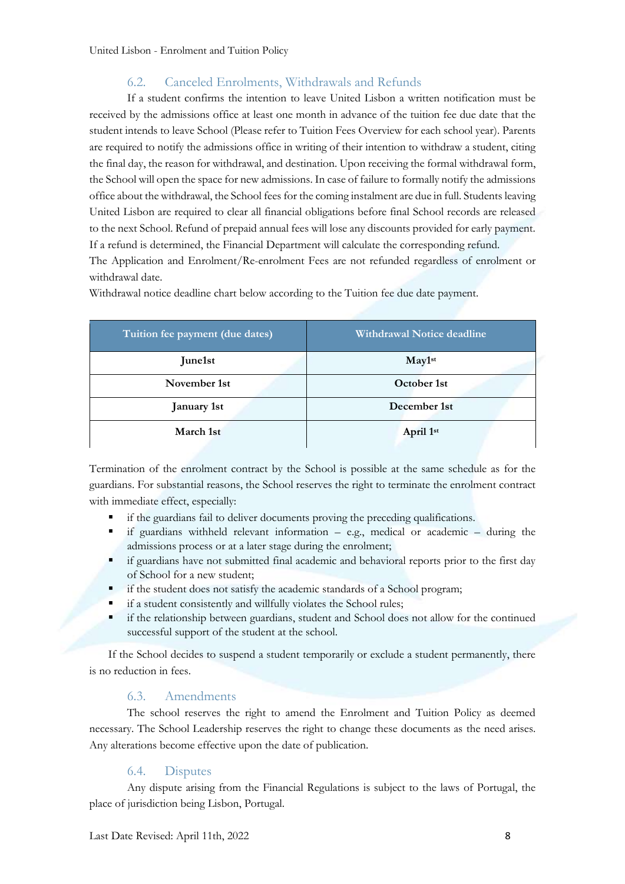### 6.2. Canceled Enrolments, Withdrawals and Refunds

If a student confirms the intention to leave United Lisbon a written notification must be received by the admissions office at least one month in advance of the tuition fee due date that the student intends to leave School (Please refer to Tuition Fees Overview for each school year). Parents are required to notify the admissions office in writing of their intention to withdraw a student, citing the final day, the reason for withdrawal, and destination. Upon receiving the formal withdrawal form, the School will open the space for new admissions. In case of failure to formally notify the admissions office about the withdrawal, the School fees for the coming instalment are due in full. Students leaving United Lisbon are required to clear all financial obligations before final School records are released to the next School. Refund of prepaid annual fees will lose any discounts provided for early payment. If a refund is determined, the Financial Department will calculate the corresponding refund.

The Application and Enrolment/Re-enrolment Fees are not refunded regardless of enrolment or withdrawal date.

Withdrawal notice deadline chart below according to the Tuition fee due date payment.

| Tuition fee payment (due dates) | Withdrawal Notice deadline |
|---|---|
| **June1st** | **May1st** |
| **November 1st** | **October 1st** |
| **January 1st** | **December 1st** |
| **March 1st** | **April 1st** |

Termination of the enrolment contract by the School is possible at the same schedule as for the guardians. For substantial reasons, the School reserves the right to terminate the enrolment contract with immediate effect, especially:

- if the guardians fail to deliver documents proving the preceding qualifications.
- if guardians withheld relevant information – e.g., medical or academic – during the admissions process or at a later stage during the enrolment;
- if guardians have not submitted final academic and behavioral reports prior to the first day of School for a new student;
- if the student does not satisfy the academic standards of a School program;
- if a student consistently and willfully violates the School rules;
- if the relationship between guardians, student and School does not allow for the continued successful support of the student at the school.

If the School decides to suspend a student temporarily or exclude a student permanently, there is no reduction in fees.

### 6.3. Amendments

The school reserves the right to amend the Enrolment and Tuition Policy as deemed necessary. The School Leadership reserves the right to change these documents as the need arises. Any alterations become effective upon the date of publication.

### 6.4. Disputes

Any dispute arising from the Financial Regulations is subject to the laws of Portugal, the place of jurisdiction being Lisbon, Portugal.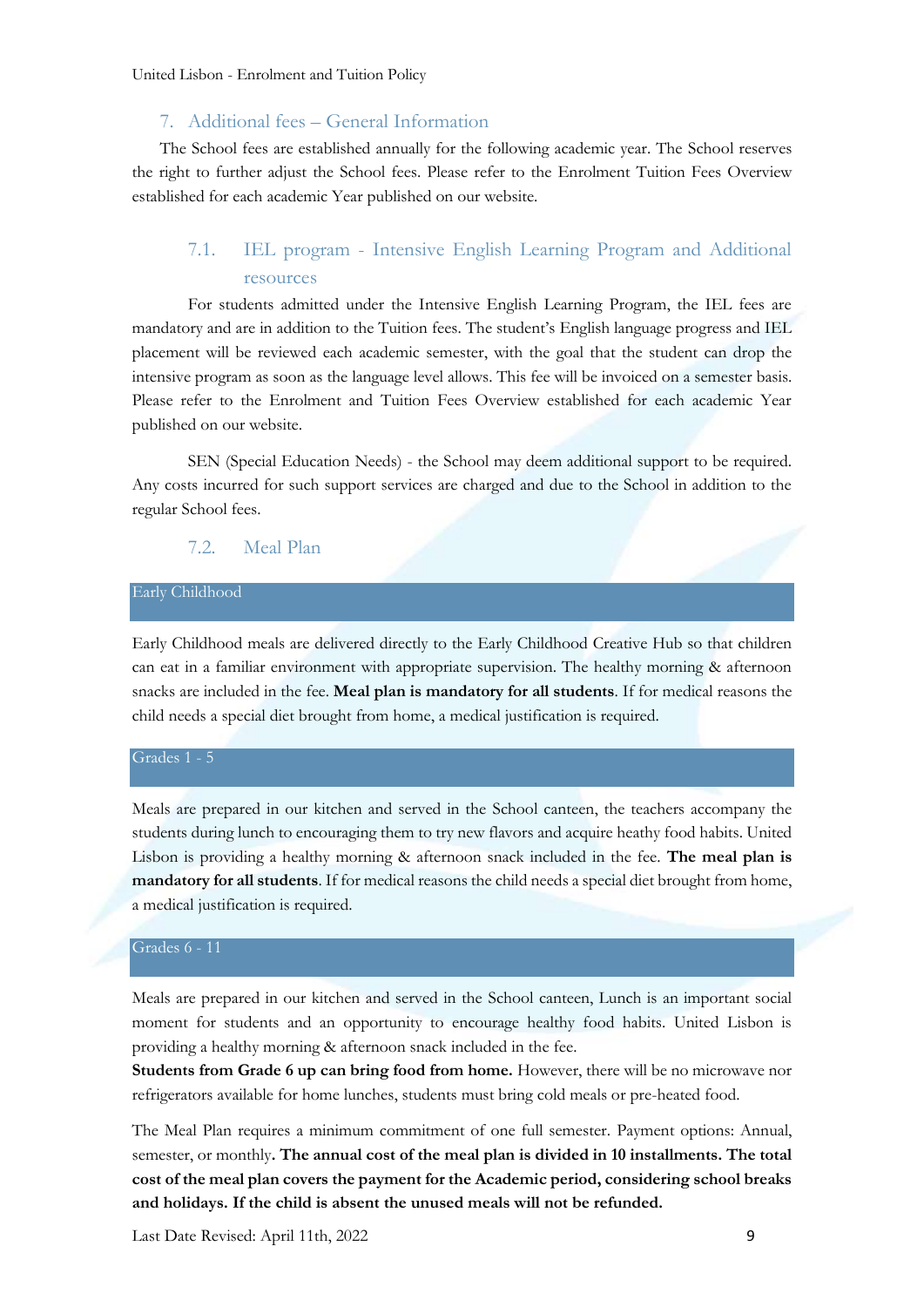## 7. Additional fees – General Information

The School fees are established annually for the following academic year. The School reserves the right to further adjust the School fees. Please refer to the Enrolment Tuition Fees Overview established for each academic Year published on our website.

### 7.1. IEL program - Intensive English Learning Program and Additional resources

For students admitted under the Intensive English Learning Program, the IEL fees are mandatory and are in addition to the Tuition fees. The student's English language progress and IEL placement will be reviewed each academic semester, with the goal that the student can drop the intensive program as soon as the language level allows. This fee will be invoiced on a semester basis. Please refer to the Enrolment and Tuition Fees Overview established for each academic Year published on our website.

SEN (Special Education Needs) - the School may deem additional support to be required. Any costs incurred for such support services are charged and due to the School in addition to the regular School fees.

### 7.2. Meal Plan

#### Early Childhood

Early Childhood meals are delivered directly to the Early Childhood Creative Hub so that children can eat in a familiar environment with appropriate supervision. The healthy morning & afternoon snacks are included in the fee. **Meal plan is mandatory for all students**. If for medical reasons the child needs a special diet brought from home, a medical justification is required.

#### Grades 1 - 5

Meals are prepared in our kitchen and served in the School canteen, the teachers accompany the students during lunch to encouraging them to try new flavors and acquire heathy food habits. United Lisbon is providing a healthy morning & afternoon snack included in the fee. **The meal plan is mandatory for all students**. If for medical reasons the child needs a special diet brought from home, a medical justification is required.

#### Grades 6 - 11

Meals are prepared in our kitchen and served in the School canteen, Lunch is an important social moment for students and an opportunity to encourage healthy food habits. United Lisbon is providing a healthy morning & afternoon snack included in the fee.
**Students from Grade 6 up can bring food from home.** However, there will be no microwave nor refrigerators available for home lunches, students must bring cold meals or pre-heated food.

The Meal Plan requires a minimum commitment of one full semester. Payment options: Annual, semester, or monthly**. The annual cost of the meal plan is divided in 10 installments. The total cost of the meal plan covers the payment for the Academic period, considering school breaks and holidays. If the child is absent the unused meals will not be refunded.**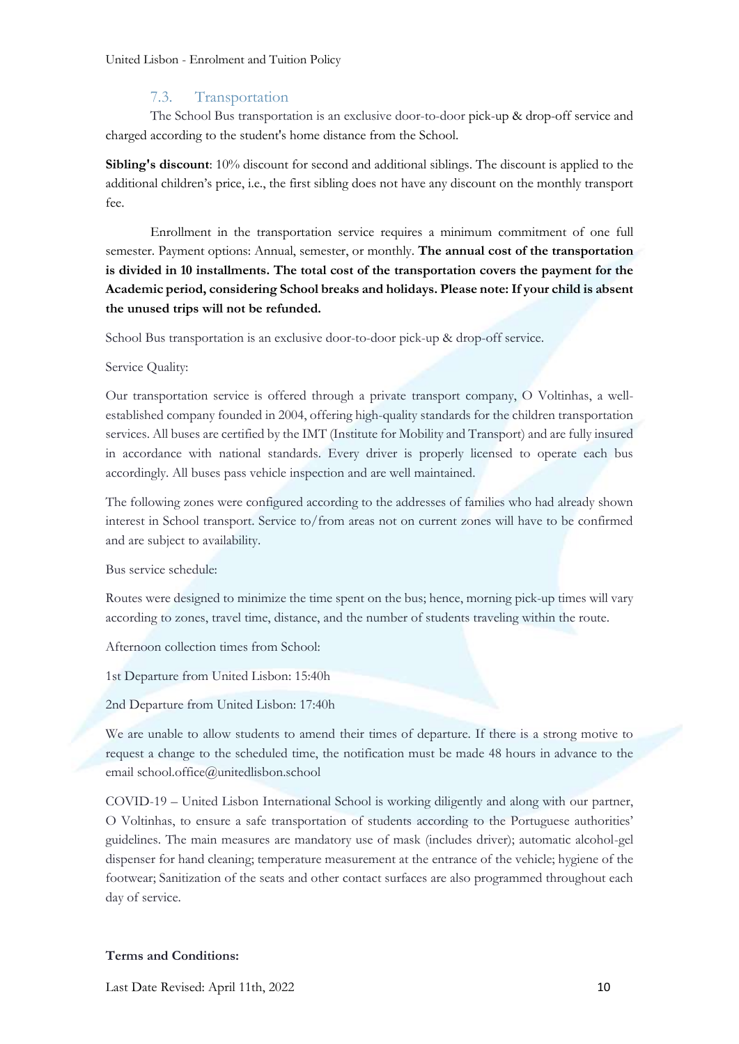### 7.3. Transportation

The School Bus transportation is an exclusive door-to-door pick-up & drop-off service and charged according to the student's home distance from the School.

**Sibling's discount**: 10% discount for second and additional siblings. The discount is applied to the additional children's price, i.e., the first sibling does not have any discount on the monthly transport fee.

Enrollment in the transportation service requires a minimum commitment of one full semester. Payment options: Annual, semester, or monthly. **The annual cost of the transportation is divided in 10 installments. The total cost of the transportation covers the payment for the Academic period, considering School breaks and holidays. Please note: If your child is absent the unused trips will not be refunded.**

School Bus transportation is an exclusive door-to-door pick-up & drop-off service.

Service Quality:

Our transportation service is offered through a private transport company, O Voltinhas, a well-established company founded in 2004, offering high-quality standards for the children transportation services. All buses are certified by the IMT (Institute for Mobility and Transport) and are fully insured in accordance with national standards. Every driver is properly licensed to operate each bus accordingly. All buses pass vehicle inspection and are well maintained.

The following zones were configured according to the addresses of families who had already shown interest in School transport. Service to/from areas not on current zones will have to be confirmed and are subject to availability.

Bus service schedule:

Routes were designed to minimize the time spent on the bus; hence, morning pick-up times will vary according to zones, travel time, distance, and the number of students traveling within the route.

Afternoon collection times from School:

1st Departure from United Lisbon: 15:40h

2nd Departure from United Lisbon: 17:40h

We are unable to allow students to amend their times of departure. If there is a strong motive to request a change to the scheduled time, the notification must be made 48 hours in advance to the email school.office@unitedlisbon.school

COVID-19 – United Lisbon International School is working diligently and along with our partner, O Voltinhas, to ensure a safe transportation of students according to the Portuguese authorities' guidelines. The main measures are mandatory use of mask (includes driver); automatic alcohol-gel dispenser for hand cleaning; temperature measurement at the entrance of the vehicle; hygiene of the footwear; Sanitization of the seats and other contact surfaces are also programmed throughout each day of service.

**Terms and Conditions:**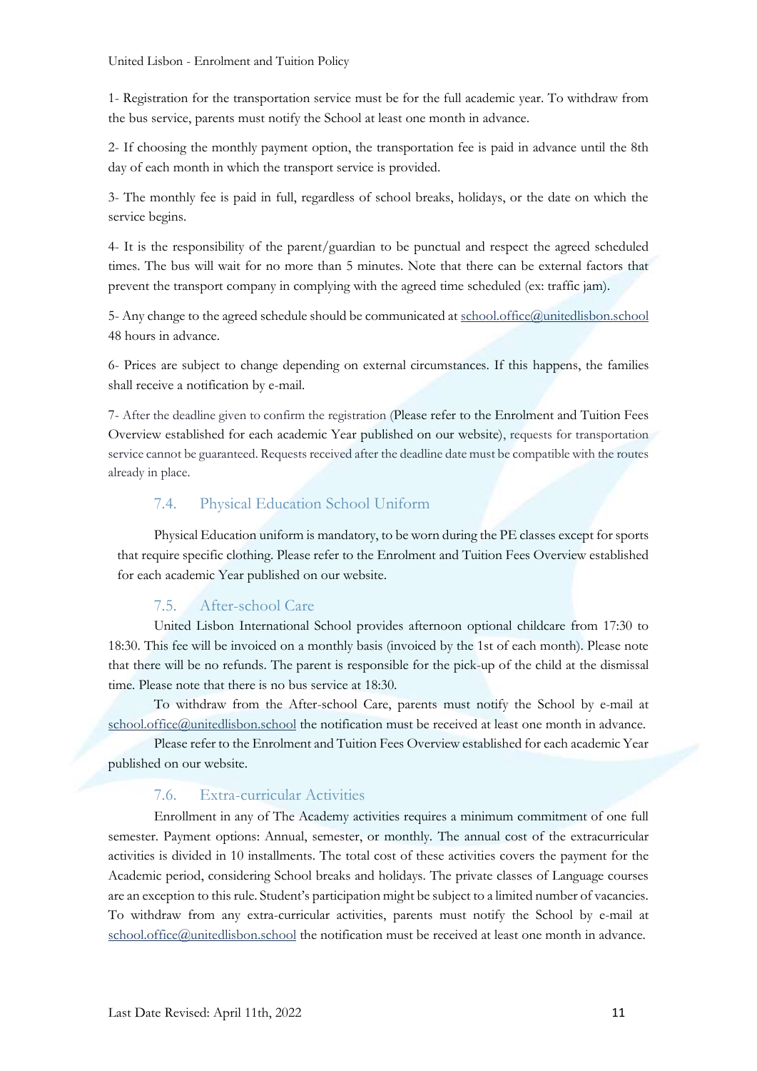1- Registration for the transportation service must be for the full academic year. To withdraw from the bus service, parents must notify the School at least one month in advance.

2- If choosing the monthly payment option, the transportation fee is paid in advance until the 8th day of each month in which the transport service is provided.

3- The monthly fee is paid in full, regardless of school breaks, holidays, or the date on which the service begins.

4- It is the responsibility of the parent/guardian to be punctual and respect the agreed scheduled times. The bus will wait for no more than 5 minutes. Note that there can be external factors that prevent the transport company in complying with the agreed time scheduled (ex: traffic jam).

5- Any change to the agreed schedule should be communicated at school.office@unitedlisbon.school 48 hours in advance.

6- Prices are subject to change depending on external circumstances. If this happens, the families shall receive a notification by e-mail.

7- After the deadline given to confirm the registration (Please refer to the Enrolment and Tuition Fees Overview established for each academic Year published on our website), requests for transportation service cannot be guaranteed. Requests received after the deadline date must be compatible with the routes already in place.

### 7.4. Physical Education School Uniform

Physical Education uniform is mandatory, to be worn during the PE classes except for sports that require specific clothing. Please refer to the Enrolment and Tuition Fees Overview established for each academic Year published on our website.

### 7.5. After-school Care

United Lisbon International School provides afternoon optional childcare from 17:30 to 18:30. This fee will be invoiced on a monthly basis (invoiced by the 1st of each month). Please note that there will be no refunds. The parent is responsible for the pick-up of the child at the dismissal time. Please note that there is no bus service at 18:30.

To withdraw from the After-school Care, parents must notify the School by e-mail at school.office@unitedlisbon.school the notification must be received at least one month in advance.

Please refer to the Enrolment and Tuition Fees Overview established for each academic Year published on our website.

### 7.6. Extra-curricular Activities

Enrollment in any of The Academy activities requires a minimum commitment of one full semester. Payment options: Annual, semester, or monthly. The annual cost of the extracurricular activities is divided in 10 installments. The total cost of these activities covers the payment for the Academic period, considering School breaks and holidays. The private classes of Language courses are an exception to this rule. Student's participation might be subject to a limited number of vacancies. To withdraw from any extra-curricular activities, parents must notify the School by e-mail at school.office@unitedlisbon.school the notification must be received at least one month in advance.

Last Date Revised: April 11th, 2022